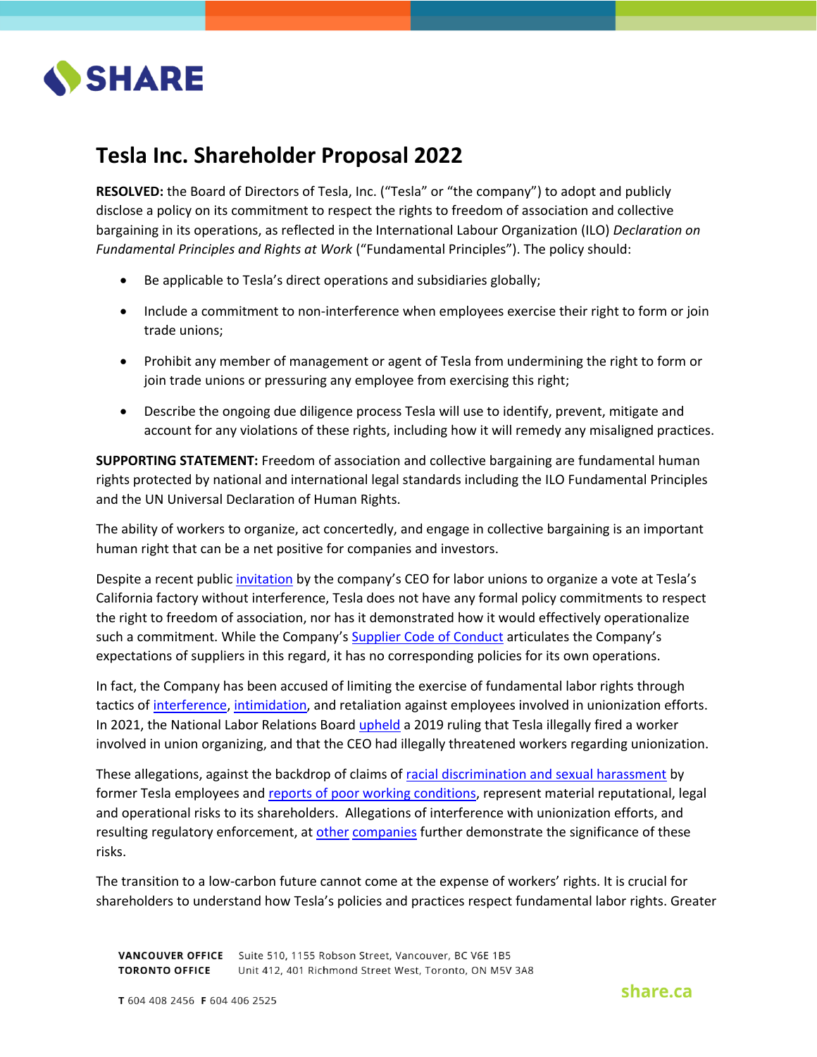# Tesla Inc. Shareholder Proposal 2022

**RESOLVED:** the Board of Directors of Tesla, Inc. ("Tesla" or "the company") to adopt and publicly disclose a policy on its commitment to respect the rights to freedom of association and collective bargaining in its operations, as reflected in the International Labour Organization (ILO) *Declaration on Fundamental Principles and Rights at Work* ("Fundamental Principles"). The policy should:

- Be applicable to Tesla's direct operations and subsidiaries globally;
- Include a commitment to non-interference when employees exercise their right to form or join trade unions;
- Prohibit any member of management or agent of Tesla from undermining the right to form or join trade unions or pressuring any employee from exercising this right;
- Describe the ongoing due diligence process Tesla will use to identify, prevent, mitigate and account for any violations of these rights, including how it will remedy any misaligned practices.

**SUPPORTING STATEMENT:** Freedom of association and collective bargaining are fundamental human rights protected by national and international legal standards including the ILO Fundamental Principles and the UN Universal Declaration of Human Rights.

The ability of workers to organize, act concertedly, and engage in collective bargaining is an important human right that can be a net positive for companies and investors.

Despite a recent public invitation by the company's CEO for labor unions to organize a vote at Tesla's California factory without interference, Tesla does not have any formal policy commitments to respect the right to freedom of association, nor has it demonstrated how it would effectively operationalize such a commitment. While the Company's Supplier Code of Conduct articulates the Company's expectations of suppliers in this regard, it has no corresponding policies for its own operations.

In fact, the Company has been accused of limiting the exercise of fundamental labor rights through tactics of interference, intimidation, and retaliation against employees involved in unionization efforts. In 2021, the National Labor Relations Board upheld a 2019 ruling that Tesla illegally fired a worker involved in union organizing, and that the CEO had illegally threatened workers regarding unionization.

These allegations, against the backdrop of claims of racial discrimination and sexual harassment by former Tesla employees and reports of poor working conditions, represent material reputational, legal and operational risks to its shareholders. Allegations of interference with unionization efforts, and resulting regulatory enforcement, at other companies further demonstrate the significance of these risks.

The transition to a low-carbon future cannot come at the expense of workers' rights. It is crucial for shareholders to understand how Tesla's policies and practices respect fundamental labor rights. Greater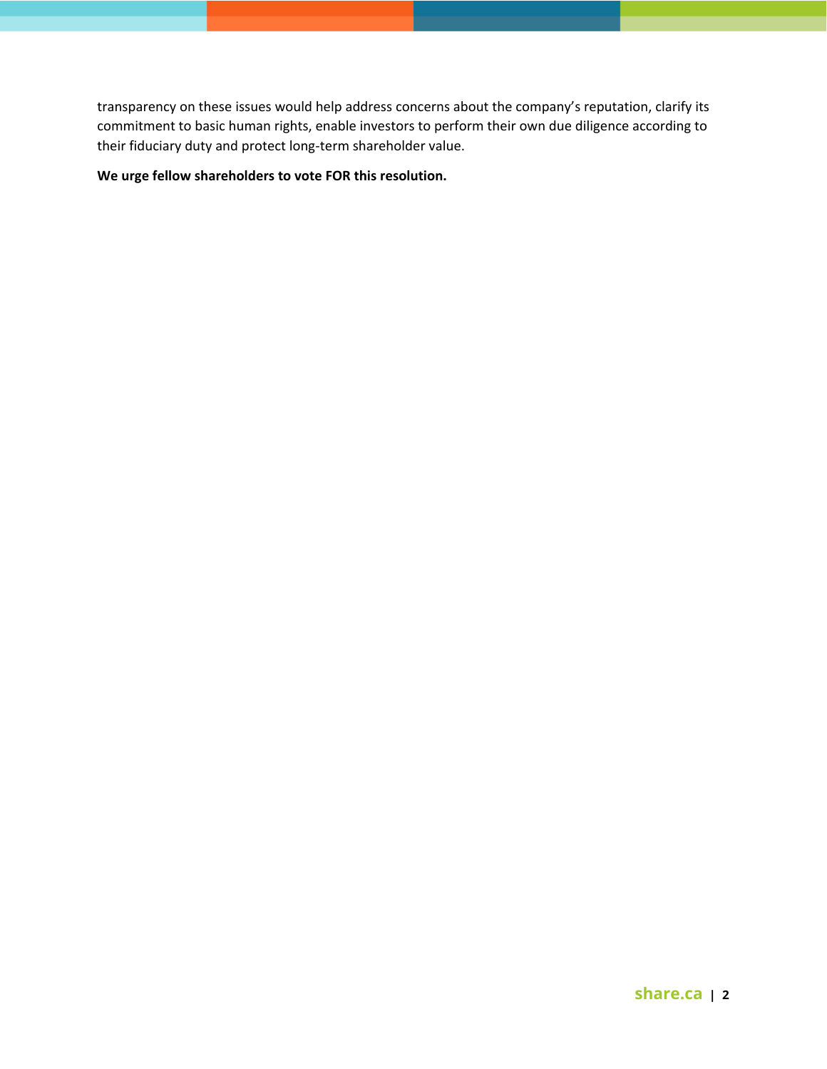transparency on these issues would help address concerns about the company's reputation, clarify its commitment to basic human rights, enable investors to perform their own due diligence according to their fiduciary duty and protect long-term shareholder value.

**We urge fellow shareholders to vote FOR this resolution.**